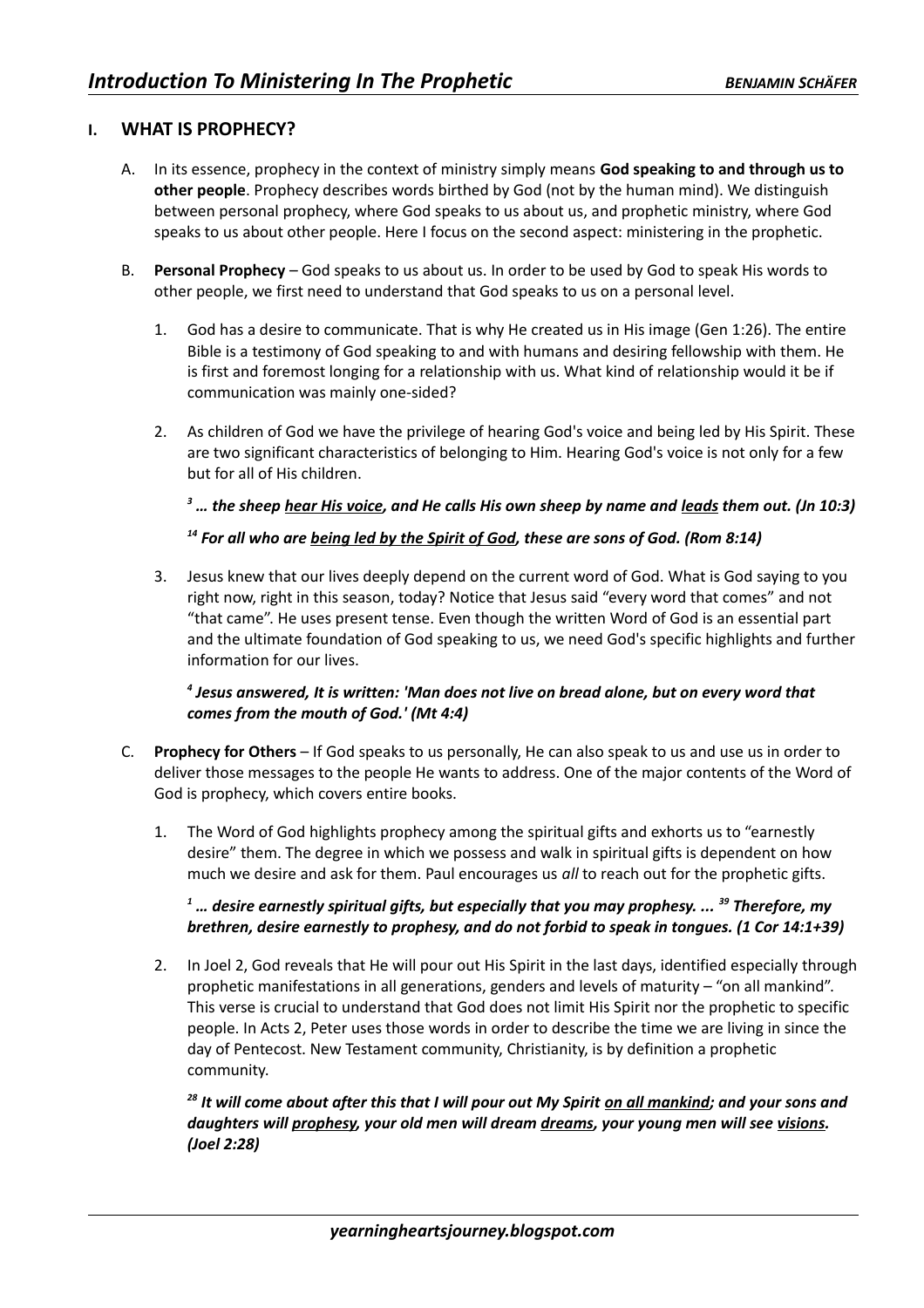## I. WHAT IS PROPHECY?

A. In its essence, prophecy in the context of ministry simply means **God speaking to and through us to other people**. Prophecy describes words birthed by God (not by the human mind). We distinguish between personal prophecy, where God speaks to us about us, and prophetic ministry, where God speaks to us about other people. Here I focus on the second aspect: ministering in the prophetic.

B. **Personal Prophecy** – God speaks to us about us. In order to be used by God to speak His words to other people, we first need to understand that God speaks to us on a personal level.

1. God has a desire to communicate. That is why He created us in His image (Gen 1:26). The entire Bible is a testimony of God speaking to and with humans and desiring fellowship with them. He is first and foremost longing for a relationship with us. What kind of relationship would it be if communication was mainly one-sided?

2. As children of God we have the privilege of hearing God's voice and being led by His Spirit. These are two significant characteristics of belonging to Him. Hearing God's voice is not only for a few but for all of His children.

   ***[3] … the sheep <u>hear His voice</u>, and He calls His own sheep by name and <u>leads</u> them out. (Jn 10:3)***

   ***[14] For all who are <u>being led by the Spirit of God</u>, these are sons of God. (Rom 8:14)***

3. Jesus knew that our lives deeply depend on the current word of God. What is God saying to you right now, right in this season, today? Notice that Jesus said "every word that comes" and not "that came". He uses present tense. Even though the written Word of God is an essential part and the ultimate foundation of God speaking to us, we need God's specific highlights and further information for our lives.

   ***[4] Jesus answered, It is written: 'Man does not live on bread alone, but on every word that comes from the mouth of God.' (Mt 4:4)***

C. **Prophecy for Others** – If God speaks to us personally, He can also speak to us and use us in order to deliver those messages to the people He wants to address. One of the major contents of the Word of God is prophecy, which covers entire books.

1. The Word of God highlights prophecy among the spiritual gifts and exhorts us to "earnestly desire" them. The degree in which we possess and walk in spiritual gifts is dependent on how much we desire and ask for them. Paul encourages us *all* to reach out for the prophetic gifts.

   ***[1] … desire earnestly spiritual gifts, but especially that you may prophesy. ... [39] Therefore, my brethren, desire earnestly to prophesy, and do not forbid to speak in tongues. (1 Cor 14:1+39)***

2. In Joel 2, God reveals that He will pour out His Spirit in the last days, identified especially through prophetic manifestations in all generations, genders and levels of maturity – "on all mankind". This verse is crucial to understand that God does not limit His Spirit nor the prophetic to specific people. In Acts 2, Peter uses those words in order to describe the time we are living in since the day of Pentecost. New Testament community, Christianity, is by definition a prophetic community.

   ***[28] It will come about after this that I will pour out My Spirit <u>on all mankind</u>; and your sons and daughters will <u>prophesy</u>, your old men will dream <u>dreams</u>, your young men will see <u>visions</u>. (Joel 2:28)***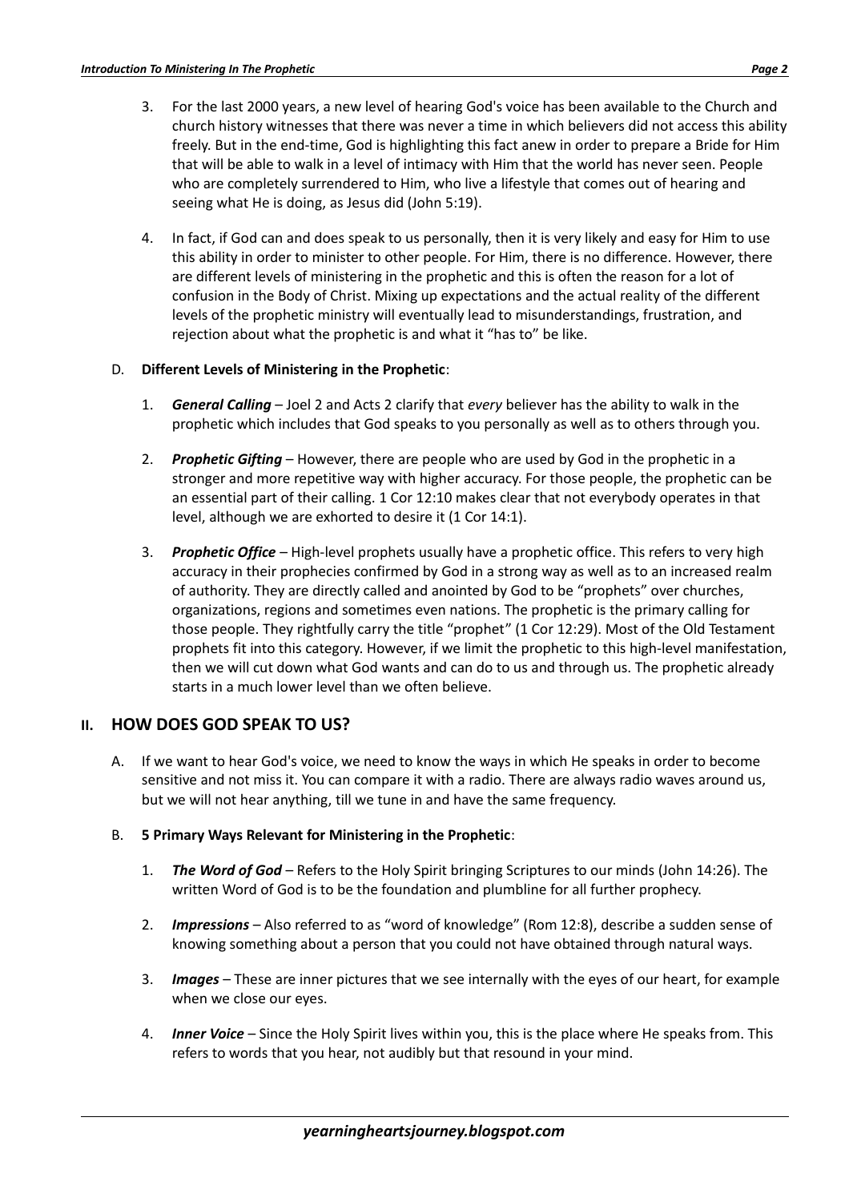3. For the last 2000 years, a new level of hearing God's voice has been available to the Church and church history witnesses that there was never a time in which believers did not access this ability freely. But in the end-time, God is highlighting this fact anew in order to prepare a Bride for Him that will be able to walk in a level of intimacy with Him that the world has never seen. People who are completely surrendered to Him, who live a lifestyle that comes out of hearing and seeing what He is doing, as Jesus did (John 5:19).

4. In fact, if God can and does speak to us personally, then it is very likely and easy for Him to use this ability in order to minister to other people. For Him, there is no difference. However, there are different levels of ministering in the prophetic and this is often the reason for a lot of confusion in the Body of Christ. Mixing up expectations and the actual reality of the different levels of the prophetic ministry will eventually lead to misunderstandings, frustration, and rejection about what the prophetic is and what it "has to" be like.

D. **Different Levels of Ministering in the Prophetic**:

1. ***General Calling*** – Joel 2 and Acts 2 clarify that *every* believer has the ability to walk in the prophetic which includes that God speaks to you personally as well as to others through you.

2. ***Prophetic Gifting*** – However, there are people who are used by God in the prophetic in a stronger and more repetitive way with higher accuracy. For those people, the prophetic can be an essential part of their calling. 1 Cor 12:10 makes clear that not everybody operates in that level, although we are exhorted to desire it (1 Cor 14:1).

3. ***Prophetic Office*** – High-level prophets usually have a prophetic office. This refers to very high accuracy in their prophecies confirmed by God in a strong way as well as to an increased realm of authority. They are directly called and anointed by God to be "prophets" over churches, organizations, regions and sometimes even nations. The prophetic is the primary calling for those people. They rightfully carry the title "prophet" (1 Cor 12:29). Most of the Old Testament prophets fit into this category. However, if we limit the prophetic to this high-level manifestation, then we will cut down what God wants and can do to us and through us. The prophetic already starts in a much lower level than we often believe.

## II. HOW DOES GOD SPEAK TO US?

A. If we want to hear God's voice, we need to know the ways in which He speaks in order to become sensitive and not miss it. You can compare it with a radio. There are always radio waves around us, but we will not hear anything, till we tune in and have the same frequency.

B. **5 Primary Ways Relevant for Ministering in the Prophetic**:

1. ***The Word of God*** – Refers to the Holy Spirit bringing Scriptures to our minds (John 14:26). The written Word of God is to be the foundation and plumbline for all further prophecy.

2. ***Impressions*** – Also referred to as "word of knowledge" (Rom 12:8), describe a sudden sense of knowing something about a person that you could not have obtained through natural ways.

3. ***Images*** – These are inner pictures that we see internally with the eyes of our heart, for example when we close our eyes.

4. ***Inner Voice*** – Since the Holy Spirit lives within you, this is the place where He speaks from. This refers to words that you hear, not audibly but that resound in your mind.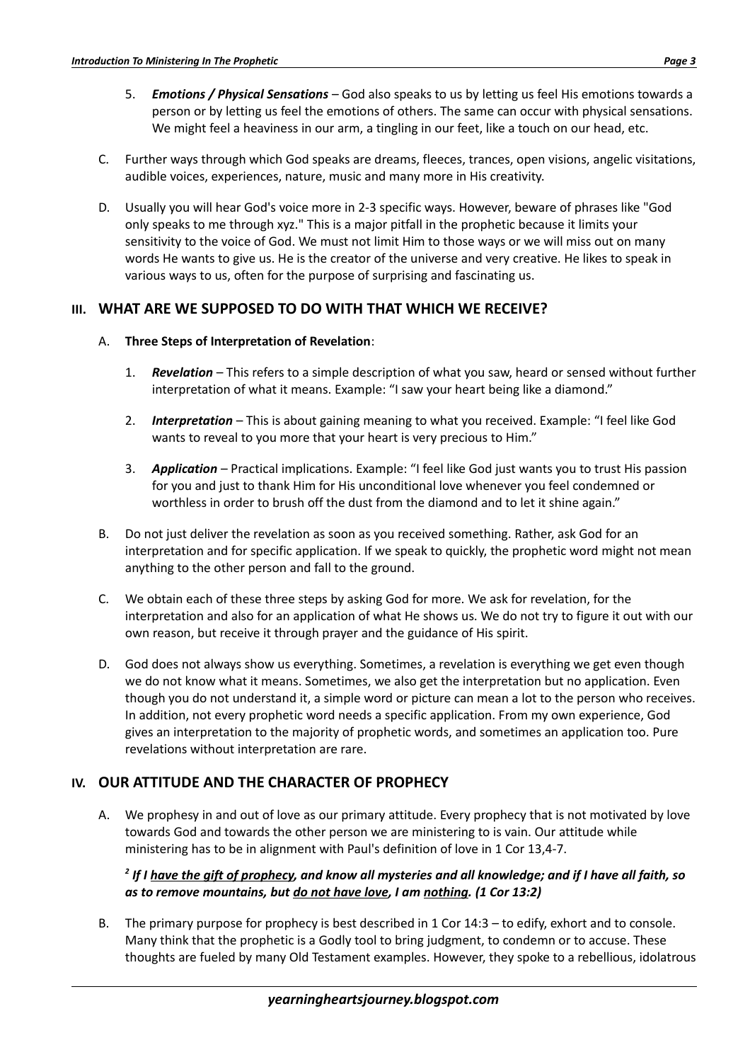5. ***Emotions / Physical Sensations*** – God also speaks to us by letting us feel His emotions towards a person or by letting us feel the emotions of others. The same can occur with physical sensations. We might feel a heaviness in our arm, a tingling in our feet, like a touch on our head, etc.

C. Further ways through which God speaks are dreams, fleeces, trances, open visions, angelic visitations, audible voices, experiences, nature, music and many more in His creativity.

D. Usually you will hear God's voice more in 2-3 specific ways. However, beware of phrases like "God only speaks to me through xyz." This is a major pitfall in the prophetic because it limits your sensitivity to the voice of God. We must not limit Him to those ways or we will miss out on many words He wants to give us. He is the creator of the universe and very creative. He likes to speak in various ways to us, often for the purpose of surprising and fascinating us.

## III. WHAT ARE WE SUPPOSED TO DO WITH THAT WHICH WE RECEIVE?

A. **Three Steps of Interpretation of Revelation**:

1. ***Revelation*** – This refers to a simple description of what you saw, heard or sensed without further interpretation of what it means. Example: "I saw your heart being like a diamond."

2. ***Interpretation*** – This is about gaining meaning to what you received. Example: "I feel like God wants to reveal to you more that your heart is very precious to Him."

3. ***Application*** – Practical implications. Example: "I feel like God just wants you to trust His passion for you and just to thank Him for His unconditional love whenever you feel condemned or worthless in order to brush off the dust from the diamond and to let it shine again."

B. Do not just deliver the revelation as soon as you received something. Rather, ask God for an interpretation and for specific application. If we speak to quickly, the prophetic word might not mean anything to the other person and fall to the ground.

C. We obtain each of these three steps by asking God for more. We ask for revelation, for the interpretation and also for an application of what He shows us. We do not try to figure it out with our own reason, but receive it through prayer and the guidance of His spirit.

D. God does not always show us everything. Sometimes, a revelation is everything we get even though we do not know what it means. Sometimes, we also get the interpretation but no application. Even though you do not understand it, a simple word or picture can mean a lot to the person who receives. In addition, not every prophetic word needs a specific application. From my own experience, God gives an interpretation to the majority of prophetic words, and sometimes an application too. Pure revelations without interpretation are rare.

## IV. OUR ATTITUDE AND THE CHARACTER OF PROPHECY

A. We prophesy in and out of love as our primary attitude. Every prophecy that is not motivated by love towards God and towards the other person we are ministering to is vain. Our attitude while ministering has to be in alignment with Paul's definition of love in 1 Cor 13,4-7.

***[2] If I <u>have the gift of prophecy</u>, and know all mysteries and all knowledge; and if I have all faith, so as to remove mountains, but <u>do not have love</u>, I am <u>nothing</u>. (1 Cor 13:2)***

B. The primary purpose for prophecy is best described in 1 Cor 14:3 – to edify, exhort and to console. Many think that the prophetic is a Godly tool to bring judgment, to condemn or to accuse. These thoughts are fueled by many Old Testament examples. However, they spoke to a rebellious, idolatrous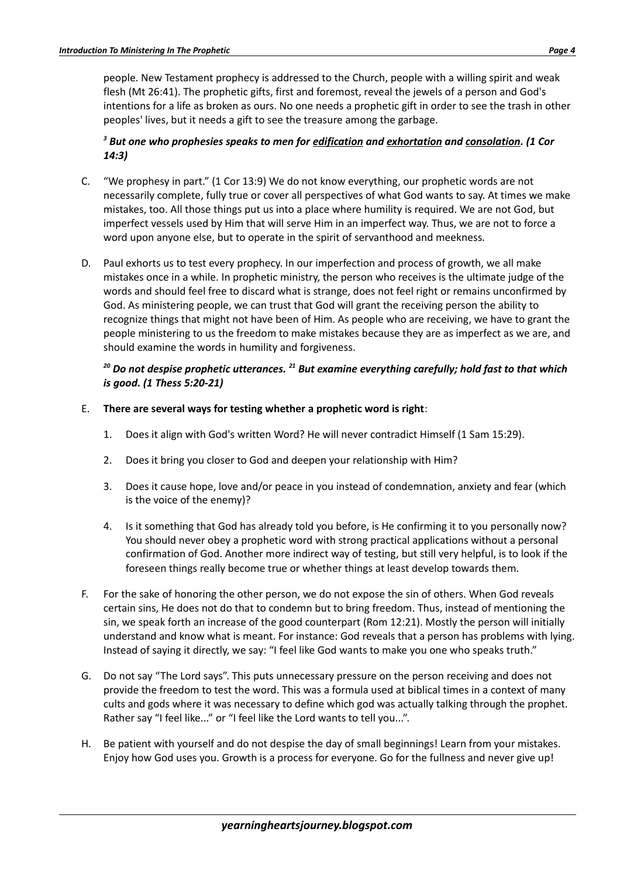people. New Testament prophecy is addressed to the Church, people with a willing spirit and weak flesh (Mt 26:41). The prophetic gifts, first and foremost, reveal the jewels of a person and God's intentions for a life as broken as ours. No one needs a prophetic gift in order to see the trash in other peoples' lives, but it needs a gift to see the treasure among the garbage.

***[3] But one who prophesies speaks to men for <u>edification</u> and <u>exhortation</u> and <u>consolation</u>. (1 Cor 14:3)***

C. "We prophesy in part." (1 Cor 13:9) We do not know everything, our prophetic words are not necessarily complete, fully true or cover all perspectives of what God wants to say. At times we make mistakes, too. All those things put us into a place where humility is required. We are not God, but imperfect vessels used by Him that will serve Him in an imperfect way. Thus, we are not to force a word upon anyone else, but to operate in the spirit of servanthood and meekness.

D. Paul exhorts us to test every prophecy. In our imperfection and process of growth, we all make mistakes once in a while. In prophetic ministry, the person who receives is the ultimate judge of the words and should feel free to discard what is strange, does not feel right or remains unconfirmed by God. As ministering people, we can trust that God will grant the receiving person the ability to recognize things that might not have been of Him. As people who are receiving, we have to grant the people ministering to us the freedom to make mistakes because they are as imperfect as we are, and should examine the words in humility and forgiveness.

***[20] Do not despise prophetic utterances. [21] But examine everything carefully; hold fast to that which is good. (1 Thess 5:20-21)***

E. **There are several ways for testing whether a prophetic word is right**:

   1. Does it align with God's written Word? He will never contradict Himself (1 Sam 15:29).

   2. Does it bring you closer to God and deepen your relationship with Him?

   3. Does it cause hope, love and/or peace in you instead of condemnation, anxiety and fear (which is the voice of the enemy)?

   4. Is it something that God has already told you before, is He confirming it to you personally now? You should never obey a prophetic word with strong practical applications without a personal confirmation of God. Another more indirect way of testing, but still very helpful, is to look if the foreseen things really become true or whether things at least develop towards them.

F. For the sake of honoring the other person, we do not expose the sin of others. When God reveals certain sins, He does not do that to condemn but to bring freedom. Thus, instead of mentioning the sin, we speak forth an increase of the good counterpart (Rom 12:21). Mostly the person will initially understand and know what is meant. For instance: God reveals that a person has problems with lying. Instead of saying it directly, we say: "I feel like God wants to make you one who speaks truth."

G. Do not say "The Lord says". This puts unnecessary pressure on the person receiving and does not provide the freedom to test the word. This was a formula used at biblical times in a context of many cults and gods where it was necessary to define which god was actually talking through the prophet. Rather say "I feel like..." or "I feel like the Lord wants to tell you...".

H. Be patient with yourself and do not despise the day of small beginnings! Learn from your mistakes. Enjoy how God uses you. Growth is a process for everyone. Go for the fullness and never give up!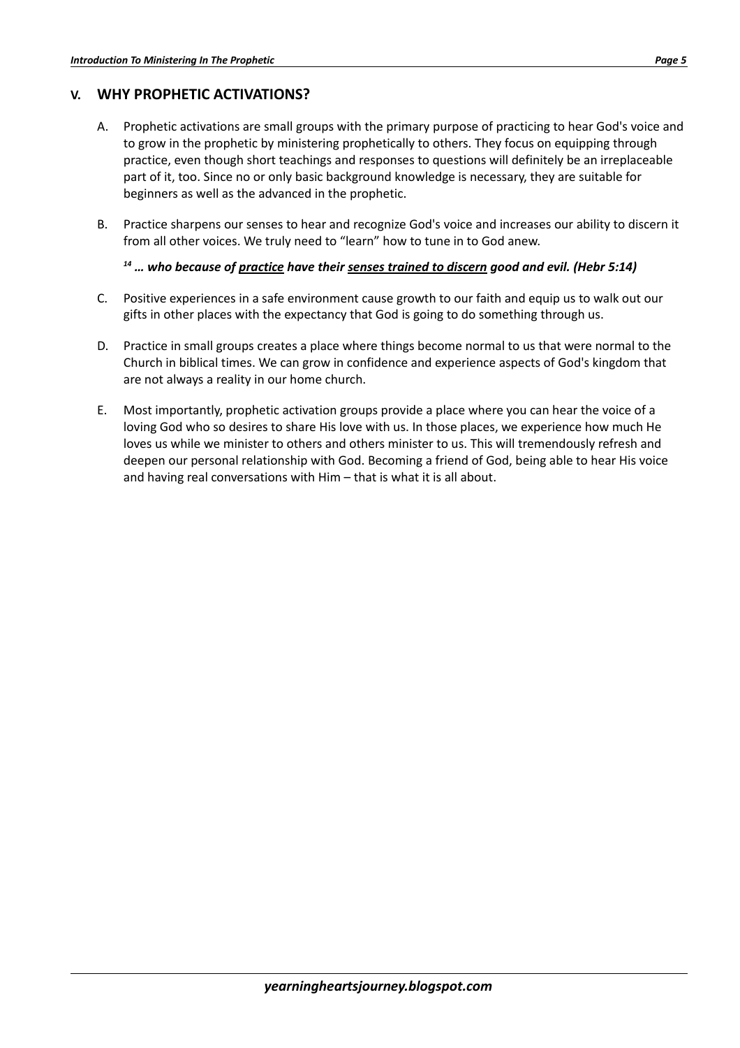## V. WHY PROPHETIC ACTIVATIONS?

A. Prophetic activations are small groups with the primary purpose of practicing to hear God's voice and to grow in the prophetic by ministering prophetically to others. They focus on equipping through practice, even though short teachings and responses to questions will definitely be an irreplaceable part of it, too. Since no or only basic background knowledge is necessary, they are suitable for beginners as well as the advanced in the prophetic.

B. Practice sharpens our senses to hear and recognize God's voice and increases our ability to discern it from all other voices. We truly need to "learn" how to tune in to God anew.

***[14] … who because of <u>practice</u> have their <u>senses trained to discern</u> good and evil. (Hebr 5:14)***

C. Positive experiences in a safe environment cause growth to our faith and equip us to walk out our gifts in other places with the expectancy that God is going to do something through us.

D. Practice in small groups creates a place where things become normal to us that were normal to the Church in biblical times. We can grow in confidence and experience aspects of God's kingdom that are not always a reality in our home church.

E. Most importantly, prophetic activation groups provide a place where you can hear the voice of a loving God who so desires to share His love with us. In those places, we experience how much He loves us while we minister to others and others minister to us. This will tremendously refresh and deepen our personal relationship with God. Becoming a friend of God, being able to hear His voice and having real conversations with Him – that is what it is all about.